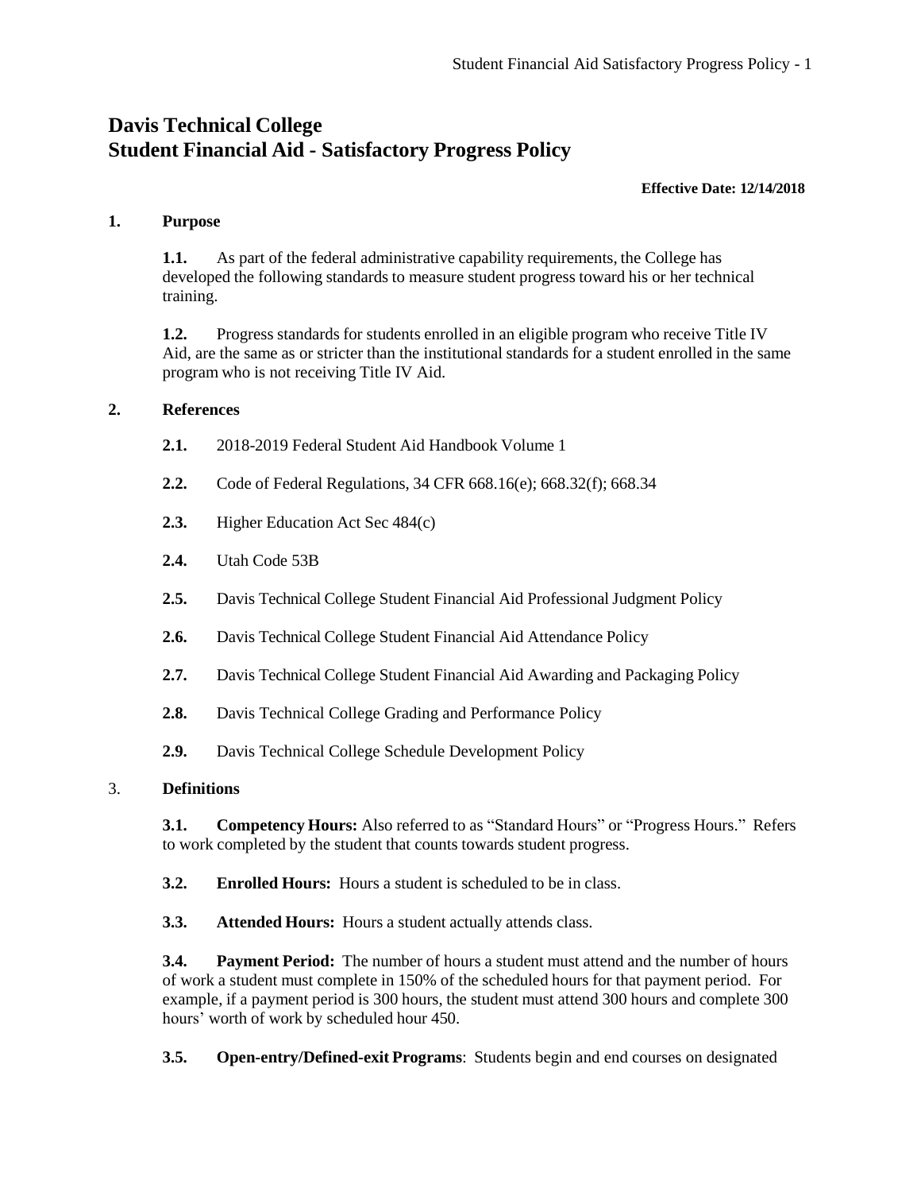# Davis Technical College
# Student Financial Aid - Satisfactory Progress Policy

**Effective Date: 12/14/2018**

## 1. Purpose

**1.1.** As part of the federal administrative capability requirements, the College has developed the following standards to measure student progress toward his or her technical training.

**1.2.** Progress standards for students enrolled in an eligible program who receive Title IV Aid, are the same as or stricter than the institutional standards for a student enrolled in the same program who is not receiving Title IV Aid.

## 2. References

**2.1.** 2018-2019 Federal Student Aid Handbook Volume 1

**2.2.** Code of Federal Regulations, 34 CFR 668.16(e); 668.32(f); 668.34

**2.3.** Higher Education Act Sec 484(c)

**2.4.** Utah Code 53B

**2.5.** Davis Technical College Student Financial Aid Professional Judgment Policy

**2.6.** Davis Technical College Student Financial Aid Attendance Policy

**2.7.** Davis Technical College Student Financial Aid Awarding and Packaging Policy

**2.8.** Davis Technical College Grading and Performance Policy

**2.9.** Davis Technical College Schedule Development Policy

## 3. Definitions

**3.1. Competency Hours:** Also referred to as "Standard Hours" or "Progress Hours." Refers to work completed by the student that counts towards student progress.

**3.2. Enrolled Hours:** Hours a student is scheduled to be in class.

**3.3. Attended Hours:** Hours a student actually attends class.

**3.4. Payment Period:** The number of hours a student must attend and the number of hours of work a student must complete in 150% of the scheduled hours for that payment period. For example, if a payment period is 300 hours, the student must attend 300 hours and complete 300 hours' worth of work by scheduled hour 450.

**3.5. Open-entry/Defined-exit Programs**: Students begin and end courses on designated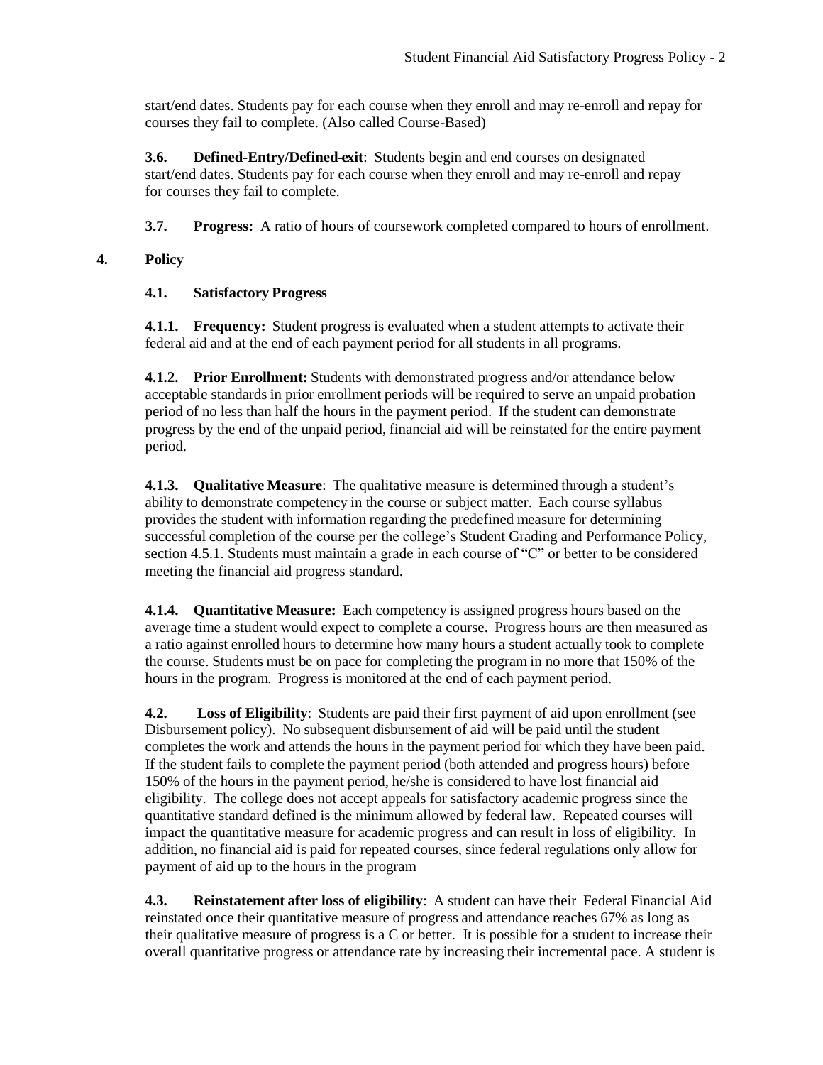start/end dates. Students pay for each course when they enroll and may re-enroll and repay for courses they fail to complete. (Also called Course-Based)

**3.6. Defined-Entry/Defined-exit**: Students begin and end courses on designated start/end dates. Students pay for each course when they enroll and may re-enroll and repay for courses they fail to complete.

**3.7. Progress:** A ratio of hours of coursework completed compared to hours of enrollment.

## 4. Policy

### 4.1. Satisfactory Progress

**4.1.1. Frequency:** Student progress is evaluated when a student attempts to activate their federal aid and at the end of each payment period for all students in all programs.

**4.1.2. Prior Enrollment:** Students with demonstrated progress and/or attendance below acceptable standards in prior enrollment periods will be required to serve an unpaid probation period of no less than half the hours in the payment period. If the student can demonstrate progress by the end of the unpaid period, financial aid will be reinstated for the entire payment period.

**4.1.3. Qualitative Measure**: The qualitative measure is determined through a student's ability to demonstrate competency in the course or subject matter. Each course syllabus provides the student with information regarding the predefined measure for determining successful completion of the course per the college's Student Grading and Performance Policy, section 4.5.1. Students must maintain a grade in each course of "C" or better to be considered meeting the financial aid progress standard.

**4.1.4. Quantitative Measure:** Each competency is assigned progress hours based on the average time a student would expect to complete a course. Progress hours are then measured as a ratio against enrolled hours to determine how many hours a student actually took to complete the course. Students must be on pace for completing the program in no more that 150% of the hours in the program. Progress is monitored at the end of each payment period.

**4.2. Loss of Eligibility**: Students are paid their first payment of aid upon enrollment (see Disbursement policy). No subsequent disbursement of aid will be paid until the student completes the work and attends the hours in the payment period for which they have been paid. If the student fails to complete the payment period (both attended and progress hours) before 150% of the hours in the payment period, he/she is considered to have lost financial aid eligibility. The college does not accept appeals for satisfactory academic progress since the quantitative standard defined is the minimum allowed by federal law. Repeated courses will impact the quantitative measure for academic progress and can result in loss of eligibility. In addition, no financial aid is paid for repeated courses, since federal regulations only allow for payment of aid up to the hours in the program

**4.3. Reinstatement after loss of eligibility**: A student can have their Federal Financial Aid reinstated once their quantitative measure of progress and attendance reaches 67% as long as their qualitative measure of progress is a C or better. It is possible for a student to increase their overall quantitative progress or attendance rate by increasing their incremental pace. A student is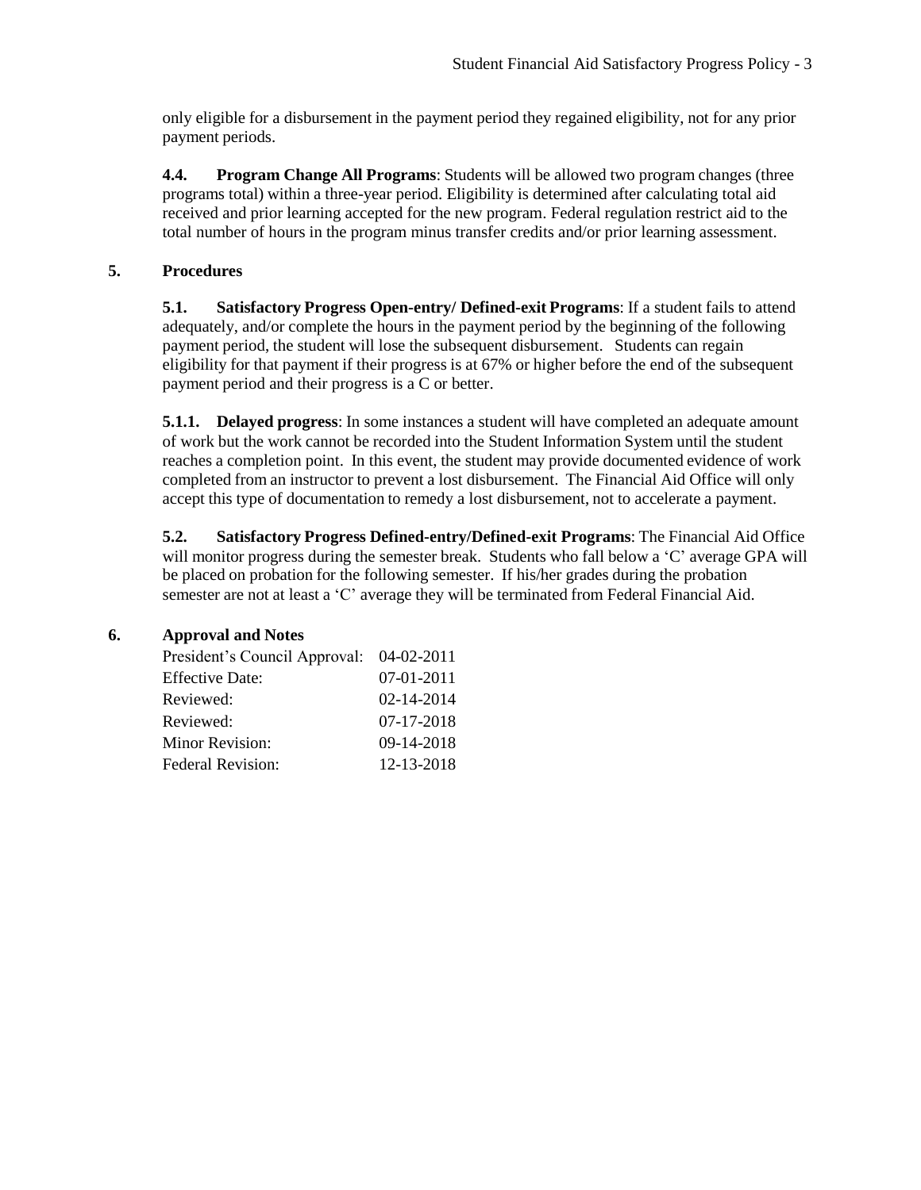only eligible for a disbursement in the payment period they regained eligibility, not for any prior payment periods.

**4.4. Program Change All Programs**: Students will be allowed two program changes (three programs total) within a three-year period. Eligibility is determined after calculating total aid received and prior learning accepted for the new program. Federal regulation restrict aid to the total number of hours in the program minus transfer credits and/or prior learning assessment.

## 5. Procedures

**5.1. Satisfactory Progress Open-entry/ Defined-exit Programs**: If a student fails to attend adequately, and/or complete the hours in the payment period by the beginning of the following payment period, the student will lose the subsequent disbursement. Students can regain eligibility for that payment if their progress is at 67% or higher before the end of the subsequent payment period and their progress is a C or better.

**5.1.1. Delayed progress**: In some instances a student will have completed an adequate amount of work but the work cannot be recorded into the Student Information System until the student reaches a completion point. In this event, the student may provide documented evidence of work completed from an instructor to prevent a lost disbursement. The Financial Aid Office will only accept this type of documentation to remedy a lost disbursement, not to accelerate a payment.

**5.2. Satisfactory Progress Defined-entry/Defined-exit Programs**: The Financial Aid Office will monitor progress during the semester break. Students who fall below a 'C' average GPA will be placed on probation for the following semester. If his/her grades during the probation semester are not at least a 'C' average they will be terminated from Federal Financial Aid.

## 6. Approval and Notes

| | |
|---|---|
| President's Council Approval: | 04-02-2011 |
| Effective Date: | 07-01-2011 |
| Reviewed: | 02-14-2014 |
| Reviewed: | 07-17-2018 |
| Minor Revision: | 09-14-2018 |
| Federal Revision: | 12-13-2018 |